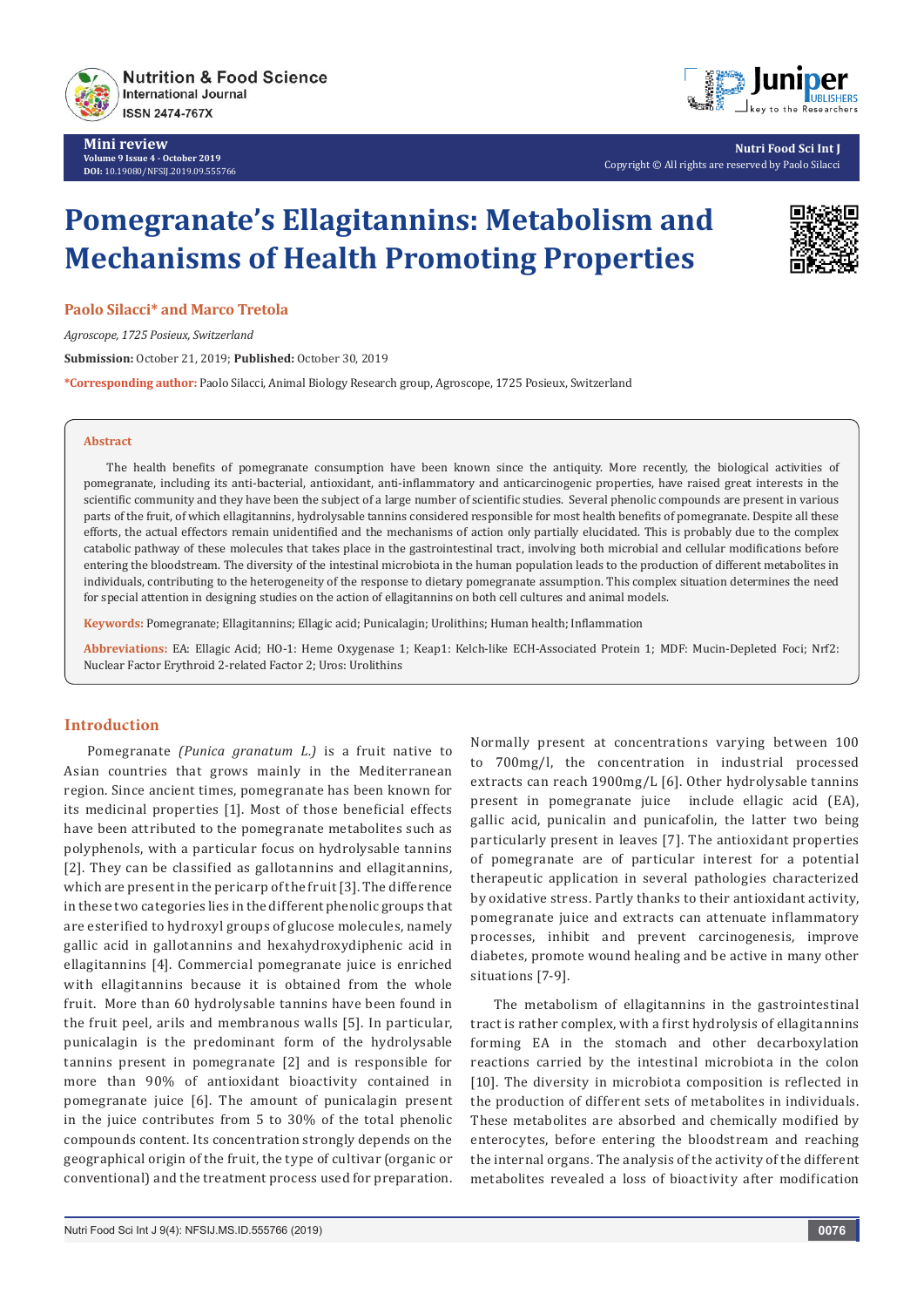Mini review

Volume 9 Issue 4 - October 2019

DOI: 10.19080/NFSIJ.2019.09.555766

Copyright © All rights are reserved by Paolo Silacci

# Pomegranate's Ellagitannins: Metabolism and Mechanisms of Health Promoting Properties

**Paolo Silacci\* and Marco Tretola**

*Agroscope, 1725 Posieux, Switzerland*

**Submission:** October 21, 2019; **Published:** October 30, 2019

**\*Corresponding author:** Paolo Silacci, Animal Biology Research group, Agroscope, 1725 Posieux, Switzerland

## Abstract

The health benefits of pomegranate consumption have been known since the antiquity. More recently, the biological activities of pomegranate, including its anti-bacterial, antioxidant, anti-inflammatory and anticarcinogenic properties, have raised great interests in the scientific community and they have been the subject of a large number of scientific studies. Several phenolic compounds are present in various parts of the fruit, of which ellagitannins, hydrolysable tannins considered responsible for most health benefits of pomegranate. Despite all these efforts, the actual effectors remain unidentified and the mechanisms of action only partially elucidated. This is probably due to the complex catabolic pathway of these molecules that takes place in the gastrointestinal tract, involving both microbial and cellular modifications before entering the bloodstream. The diversity of the intestinal microbiota in the human population leads to the production of different metabolites in individuals, contributing to the heterogeneity of the response to dietary pomegranate assumption. This complex situation determines the need for special attention in designing studies on the action of ellagitannins on both cell cultures and animal models.

**Keywords:** Pomegranate; Ellagitannins; Ellagic acid; Punicalagin; Urolithins; Human health; Inflammation

**Abbreviations:** EA: Ellagic Acid; HO-1: Heme Oxygenase 1; Keap1: Kelch-like ECH-Associated Protein 1; MDF: Mucin-Depleted Foci; Nrf2: Nuclear Factor Erythroid 2-related Factor 2; Uros: Urolithins

## Introduction

Pomegranate *(Punica granatum L.)* is a fruit native to Asian countries that grows mainly in the Mediterranean region. Since ancient times, pomegranate has been known for its medicinal properties [1]. Most of those beneficial effects have been attributed to the pomegranate metabolites such as polyphenols, with a particular focus on hydrolysable tannins [2]. They can be classified as gallotannins and ellagitannins, which are present in the pericarp of the fruit [3]. The difference in these two categories lies in the different phenolic groups that are esterified to hydroxyl groups of glucose molecules, namely gallic acid in gallotannins and hexahydroxydiphenic acid in ellagitannins [4]. Commercial pomegranate juice is enriched with ellagitannins because it is obtained from the whole fruit. More than 60 hydrolysable tannins have been found in the fruit peel, arils and membranous walls [5]. In particular, punicalagin is the predominant form of the hydrolysable tannins present in pomegranate [2] and is responsible for more than 90% of antioxidant bioactivity contained in pomegranate juice [6]. The amount of punicalagin present in the juice contributes from 5 to 30% of the total phenolic compounds content. Its concentration strongly depends on the geographical origin of the fruit, the type of cultivar (organic or conventional) and the treatment process used for preparation. Normally present at concentrations varying between 100 to 700mg/l, the concentration in industrial processed extracts can reach 1900mg/L [6]. Other hydrolysable tannins present in pomegranate juice include ellagic acid (EA), gallic acid, punicalin and punicafolin, the latter two being particularly present in leaves [7]. The antioxidant properties of pomegranate are of particular interest for a potential therapeutic application in several pathologies characterized by oxidative stress. Partly thanks to their antioxidant activity, pomegranate juice and extracts can attenuate inflammatory processes, inhibit and prevent carcinogenesis, improve diabetes, promote wound healing and be active in many other situations [7-9].

The metabolism of ellagitannins in the gastrointestinal tract is rather complex, with a first hydrolysis of ellagitannins forming EA in the stomach and other decarboxylation reactions carried by the intestinal microbiota in the colon [10]. The diversity in microbiota composition is reflected in the production of different sets of metabolites in individuals. These metabolites are absorbed and chemically modified by enterocytes, before entering the bloodstream and reaching the internal organs. The analysis of the activity of the different metabolites revealed a loss of bioactivity after modification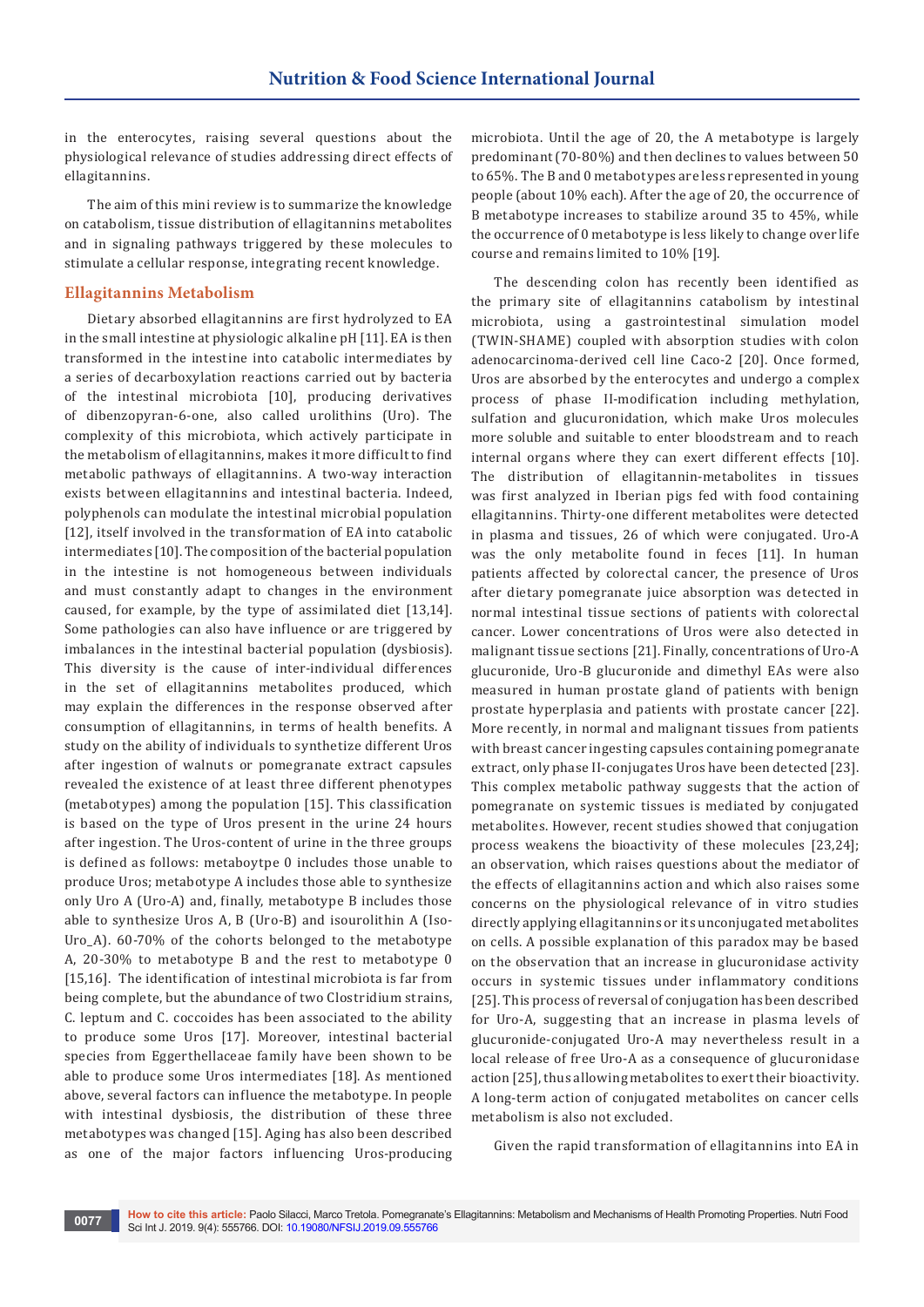in the enterocytes, raising several questions about the physiological relevance of studies addressing direct effects of ellagitannins.

The aim of this mini review is to summarize the knowledge on catabolism, tissue distribution of ellagitannins metabolites and in signaling pathways triggered by these molecules to stimulate a cellular response, integrating recent knowledge.

## Ellagitannins Metabolism

Dietary absorbed ellagitannins are first hydrolyzed to EA in the small intestine at physiologic alkaline pH [11]. EA is then transformed in the intestine into catabolic intermediates by a series of decarboxylation reactions carried out by bacteria of the intestinal microbiota [10], producing derivatives of dibenzopyran-6-one, also called urolithins (Uro). The complexity of this microbiota, which actively participate in the metabolism of ellagitannins, makes it more difficult to find metabolic pathways of ellagitannins. A two-way interaction exists between ellagitannins and intestinal bacteria. Indeed, polyphenols can modulate the intestinal microbial population [12], itself involved in the transformation of EA into catabolic intermediates [10]. The composition of the bacterial population in the intestine is not homogeneous between individuals and must constantly adapt to changes in the environment caused, for example, by the type of assimilated diet [13,14]. Some pathologies can also have influence or are triggered by imbalances in the intestinal bacterial population (dysbiosis). This diversity is the cause of inter-individual differences in the set of ellagitannins metabolites produced, which may explain the differences in the response observed after consumption of ellagitannins, in terms of health benefits. A study on the ability of individuals to synthetize different Uros after ingestion of walnuts or pomegranate extract capsules revealed the existence of at least three different phenotypes (metabotypes) among the population [15]. This classification is based on the type of Uros present in the urine 24 hours after ingestion. The Uros-content of urine in the three groups is defined as follows: metaboytpe 0 includes those unable to produce Uros; metabotype A includes those able to synthesize only Uro A (Uro-A) and, finally, metabotype B includes those able to synthesize Uros A, B (Uro-B) and isourolithin A (Iso-Uro_A). 60-70% of the cohorts belonged to the metabotype A, 20-30% to metabotype B and the rest to metabotype 0 [15,16]. The identification of intestinal microbiota is far from being complete, but the abundance of two Clostridium strains, C. leptum and C. coccoides has been associated to the ability to produce some Uros [17]. Moreover, intestinal bacterial species from Eggerthellaceae family have been shown to be able to produce some Uros intermediates [18]. As mentioned above, several factors can influence the metabotype. In people with intestinal dysbiosis, the distribution of these three metabotypes was changed [15]. Aging has also been described as one of the major factors influencing Uros-producing microbiota. Until the age of 20, the A metabotype is largely predominant (70-80%) and then declines to values between 50 to 65%. The B and 0 metabotypes are less represented in young people (about 10% each). After the age of 20, the occurrence of B metabotype increases to stabilize around 35 to 45%, while the occurrence of 0 metabotype is less likely to change over life course and remains limited to 10% [19].

The descending colon has recently been identified as the primary site of ellagitannins catabolism by intestinal microbiota, using a gastrointestinal simulation model (TWIN-SHAME) coupled with absorption studies with colon adenocarcinoma-derived cell line Caco-2 [20]. Once formed, Uros are absorbed by the enterocytes and undergo a complex process of phase II-modification including methylation, sulfation and glucuronidation, which make Uros molecules more soluble and suitable to enter bloodstream and to reach internal organs where they can exert different effects [10]. The distribution of ellagitannin-metabolites in tissues was first analyzed in Iberian pigs fed with food containing ellagitannins. Thirty-one different metabolites were detected in plasma and tissues, 26 of which were conjugated. Uro-A was the only metabolite found in feces [11]. In human patients affected by colorectal cancer, the presence of Uros after dietary pomegranate juice absorption was detected in normal intestinal tissue sections of patients with colorectal cancer. Lower concentrations of Uros were also detected in malignant tissue sections [21]. Finally, concentrations of Uro-A glucuronide, Uro-B glucuronide and dimethyl EAs were also measured in human prostate gland of patients with benign prostate hyperplasia and patients with prostate cancer [22]. More recently, in normal and malignant tissues from patients with breast cancer ingesting capsules containing pomegranate extract, only phase II-conjugates Uros have been detected [23]. This complex metabolic pathway suggests that the action of pomegranate on systemic tissues is mediated by conjugated metabolites. However, recent studies showed that conjugation process weakens the bioactivity of these molecules [23,24]; an observation, which raises questions about the mediator of the effects of ellagitannins action and which also raises some concerns on the physiological relevance of in vitro studies directly applying ellagitannins or its unconjugated metabolites on cells. A possible explanation of this paradox may be based on the observation that an increase in glucuronidase activity occurs in systemic tissues under inflammatory conditions [25]. This process of reversal of conjugation has been described for Uro-A, suggesting that an increase in plasma levels of glucuronide-conjugated Uro-A may nevertheless result in a local release of free Uro-A as a consequence of glucuronidase action [25], thus allowing metabolites to exert their bioactivity. A long-term action of conjugated metabolites on cancer cells metabolism is also not excluded.

Given the rapid transformation of ellagitannins into EA in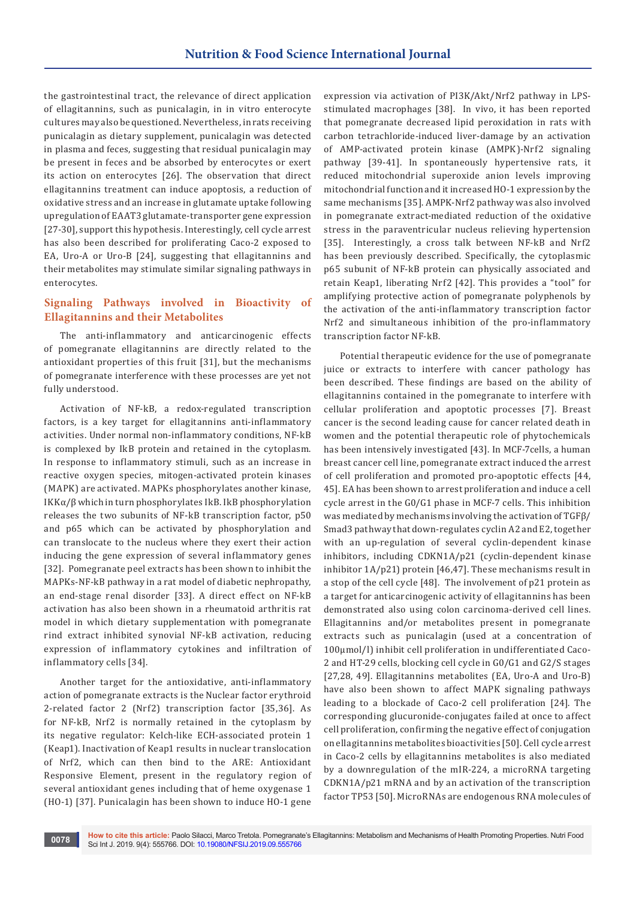the gastrointestinal tract, the relevance of direct application of ellagitannins, such as punicalagin, in in vitro enterocyte cultures may also be questioned. Nevertheless, in rats receiving punicalagin as dietary supplement, punicalagin was detected in plasma and feces, suggesting that residual punicalagin may be present in feces and be absorbed by enterocytes or exert its action on enterocytes [26]. The observation that direct ellagitannins treatment can induce apoptosis, a reduction of oxidative stress and an increase in glutamate uptake following upregulation of EAAT3 glutamate-transporter gene expression [27-30], support this hypothesis. Interestingly, cell cycle arrest has also been described for proliferating Caco-2 exposed to EA, Uro-A or Uro-B [24], suggesting that ellagitannins and their metabolites may stimulate similar signaling pathways in enterocytes.

## Signaling Pathways involved in Bioactivity of Ellagitannins and their Metabolites

The anti-inflammatory and anticarcinogenic effects of pomegranate ellagitannins are directly related to the antioxidant properties of this fruit [31], but the mechanisms of pomegranate interference with these processes are yet not fully understood.

Activation of NF-kB, a redox-regulated transcription factors, is a key target for ellagitannins anti-inflammatory activities. Under normal non-inflammatory conditions, NF-kB is complexed by IkB protein and retained in the cytoplasm. In response to inflammatory stimuli, such as an increase in reactive oxygen species, mitogen-activated protein kinases (MAPK) are activated. MAPKs phosphorylates another kinase, IKKα/β which in turn phosphorylates IkB. IkB phosphorylation releases the two subunits of NF-kB transcription factor, p50 and p65 which can be activated by phosphorylation and can translocate to the nucleus where they exert their action inducing the gene expression of several inflammatory genes [32]. Pomegranate peel extracts has been shown to inhibit the MAPKs-NF-kB pathway in a rat model of diabetic nephropathy, an end-stage renal disorder [33]. A direct effect on NF-kB activation has also been shown in a rheumatoid arthritis rat model in which dietary supplementation with pomegranate rind extract inhibited synovial NF-kB activation, reducing expression of inflammatory cytokines and infiltration of inflammatory cells [34].

Another target for the antioxidative, anti-inflammatory action of pomegranate extracts is the Nuclear factor erythroid 2-related factor 2 (Nrf2) transcription factor [35,36]. As for NF-kB, Nrf2 is normally retained in the cytoplasm by its negative regulator: Kelch-like ECH-associated protein 1 (Keap1). Inactivation of Keap1 results in nuclear translocation of Nrf2, which can then bind to the ARE: Antioxidant Responsive Element, present in the regulatory region of several antioxidant genes including that of heme oxygenase 1 (HO-1) [37]. Punicalagin has been shown to induce HO-1 gene expression via activation of PI3K/Akt/Nrf2 pathway in LPS-stimulated macrophages [38]. In vivo, it has been reported that pomegranate decreased lipid peroxidation in rats with carbon tetrachloride-induced liver-damage by an activation of AMP-activated protein kinase (AMPK)-Nrf2 signaling pathway [39-41]. In spontaneously hypertensive rats, it reduced mitochondrial superoxide anion levels improving mitochondrial function and it increased HO-1 expression by the same mechanisms [35]. AMPK-Nrf2 pathway was also involved in pomegranate extract-mediated reduction of the oxidative stress in the paraventricular nucleus relieving hypertension [35]. Interestingly, a cross talk between NF-kB and Nrf2 has been previously described. Specifically, the cytoplasmic p65 subunit of NF-kB protein can physically associated and retain Keap1, liberating Nrf2 [42]. This provides a "tool" for amplifying protective action of pomegranate polyphenols by the activation of the anti-inflammatory transcription factor Nrf2 and simultaneous inhibition of the pro-inflammatory transcription factor NF-kB.

Potential therapeutic evidence for the use of pomegranate juice or extracts to interfere with cancer pathology has been described. These findings are based on the ability of ellagitannins contained in the pomegranate to interfere with cellular proliferation and apoptotic processes [7]. Breast cancer is the second leading cause for cancer related death in women and the potential therapeutic role of phytochemicals has been intensively investigated [43]. In MCF-7cells, a human breast cancer cell line, pomegranate extract induced the arrest of cell proliferation and promoted pro-apoptotic effects [44, 45]. EA has been shown to arrest proliferation and induce a cell cycle arrest in the G0/G1 phase in MCF-7 cells. This inhibition was mediated by mechanisms involving the activation of TGFβ/Smad3 pathway that down-regulates cyclin A2 and E2, together with an up-regulation of several cyclin-dependent kinase inhibitors, including CDKN1A/p21 (cyclin-dependent kinase inhibitor 1A/p21) protein [46,47]. These mechanisms result in a stop of the cell cycle [48]. The involvement of p21 protein as a target for anticarcinogenic activity of ellagitannins has been demonstrated also using colon carcinoma-derived cell lines. Ellagitannins and/or metabolites present in pomegranate extracts such as punicalagin (used at a concentration of 100μmol/l) inhibit cell proliferation in undifferentiated Caco-2 and HT-29 cells, blocking cell cycle in G0/G1 and G2/S stages [27,28, 49]. Ellagitannins metabolites (EA, Uro-A and Uro-B) have also been shown to affect MAPK signaling pathways leading to a blockade of Caco-2 cell proliferation [24]. The corresponding glucuronide-conjugates failed at once to affect cell proliferation, confirming the negative effect of conjugation on ellagitannins metabolites bioactivities [50]. Cell cycle arrest in Caco-2 cells by ellagitannins metabolites is also mediated by a downregulation of the mIR-224, a microRNA targeting CDKN1A/p21 mRNA and by an activation of the transcription factor TP53 [50]. MicroRNAs are endogenous RNA molecules of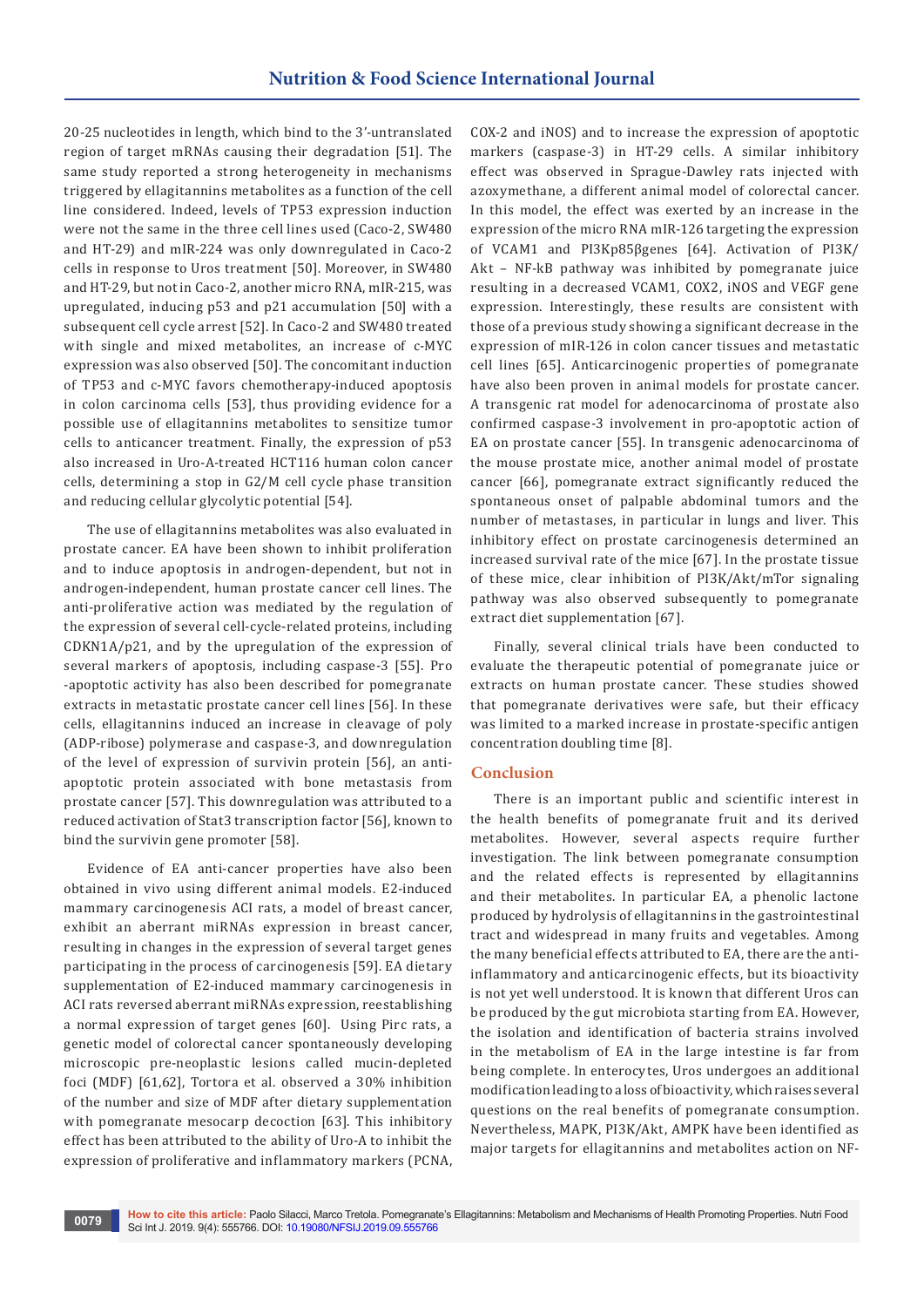20-25 nucleotides in length, which bind to the 3'-untranslated region of target mRNAs causing their degradation [51]. The same study reported a strong heterogeneity in mechanisms triggered by ellagitannins metabolites as a function of the cell line considered. Indeed, levels of TP53 expression induction were not the same in the three cell lines used (Caco-2, SW480 and HT-29) and mIR-224 was only downregulated in Caco-2 cells in response to Uros treatment [50]. Moreover, in SW480 and HT-29, but not in Caco-2, another micro RNA, mIR-215, was upregulated, inducing p53 and p21 accumulation [50] with a subsequent cell cycle arrest [52]. In Caco-2 and SW480 treated with single and mixed metabolites, an increase of c-MYC expression was also observed [50]. The concomitant induction of TP53 and c-MYC favors chemotherapy-induced apoptosis in colon carcinoma cells [53], thus providing evidence for a possible use of ellagitannins metabolites to sensitize tumor cells to anticancer treatment. Finally, the expression of p53 also increased in Uro-A-treated HCT116 human colon cancer cells, determining a stop in G2/M cell cycle phase transition and reducing cellular glycolytic potential [54].

The use of ellagitannins metabolites was also evaluated in prostate cancer. EA have been shown to inhibit proliferation and to induce apoptosis in androgen-dependent, but not in androgen-independent, human prostate cancer cell lines. The anti-proliferative action was mediated by the regulation of the expression of several cell-cycle-related proteins, including CDKN1A/p21, and by the upregulation of the expression of several markers of apoptosis, including caspase-3 [55]. Pro -apoptotic activity has also been described for pomegranate extracts in metastatic prostate cancer cell lines [56]. In these cells, ellagitannins induced an increase in cleavage of poly (ADP-ribose) polymerase and caspase-3, and downregulation of the level of expression of survivin protein [56], an anti-apoptotic protein associated with bone metastasis from prostate cancer [57]. This downregulation was attributed to a reduced activation of Stat3 transcription factor [56], known to bind the survivin gene promoter [58].

Evidence of EA anti-cancer properties have also been obtained in vivo using different animal models. E2-induced mammary carcinogenesis ACI rats, a model of breast cancer, exhibit an aberrant miRNAs expression in breast cancer, resulting in changes in the expression of several target genes participating in the process of carcinogenesis [59]. EA dietary supplementation of E2-induced mammary carcinogenesis in ACI rats reversed aberrant miRNAs expression, reestablishing a normal expression of target genes [60]. Using Pirc rats, a genetic model of colorectal cancer spontaneously developing microscopic pre-neoplastic lesions called mucin-depleted foci (MDF) [61,62], Tortora et al. observed a 30% inhibition of the number and size of MDF after dietary supplementation with pomegranate mesocarp decoction [63]. This inhibitory effect has been attributed to the ability of Uro-A to inhibit the expression of proliferative and inflammatory markers (PCNA, COX-2 and iNOS) and to increase the expression of apoptotic markers (caspase-3) in HT-29 cells. A similar inhibitory effect was observed in Sprague-Dawley rats injected with azoxymethane, a different animal model of colorectal cancer. In this model, the effect was exerted by an increase in the expression of the micro RNA mIR-126 targeting the expression of VCAM1 and PI3Kp85βgenes [64]. Activation of PI3K/Akt – NF-kB pathway was inhibited by pomegranate juice resulting in a decreased VCAM1, COX2, iNOS and VEGF gene expression. Interestingly, these results are consistent with those of a previous study showing a significant decrease in the expression of mIR-126 in colon cancer tissues and metastatic cell lines [65]. Anticarcinogenic properties of pomegranate have also been proven in animal models for prostate cancer. A transgenic rat model for adenocarcinoma of prostate also confirmed caspase-3 involvement in pro-apoptotic action of EA on prostate cancer [55]. In transgenic adenocarcinoma of the mouse prostate mice, another animal model of prostate cancer [66], pomegranate extract significantly reduced the spontaneous onset of palpable abdominal tumors and the number of metastases, in particular in lungs and liver. This inhibitory effect on prostate carcinogenesis determined an increased survival rate of the mice [67]. In the prostate tissue of these mice, clear inhibition of PI3K/Akt/mTor signaling pathway was also observed subsequently to pomegranate extract diet supplementation [67].

Finally, several clinical trials have been conducted to evaluate the therapeutic potential of pomegranate juice or extracts on human prostate cancer. These studies showed that pomegranate derivatives were safe, but their efficacy was limited to a marked increase in prostate-specific antigen concentration doubling time [8].

## Conclusion

There is an important public and scientific interest in the health benefits of pomegranate fruit and its derived metabolites. However, several aspects require further investigation. The link between pomegranate consumption and the related effects is represented by ellagitannins and their metabolites. In particular EA, a phenolic lactone produced by hydrolysis of ellagitannins in the gastrointestinal tract and widespread in many fruits and vegetables. Among the many beneficial effects attributed to EA, there are the anti-inflammatory and anticarcinogenic effects, but its bioactivity is not yet well understood. It is known that different Uros can be produced by the gut microbiota starting from EA. However, the isolation and identification of bacteria strains involved in the metabolism of EA in the large intestine is far from being complete. In enterocytes, Uros undergoes an additional modification leading to a loss of bioactivity, which raises several questions on the real benefits of pomegranate consumption. Nevertheless, MAPK, PI3K/Akt, AMPK have been identified as major targets for ellagitannins and metabolites action on NF-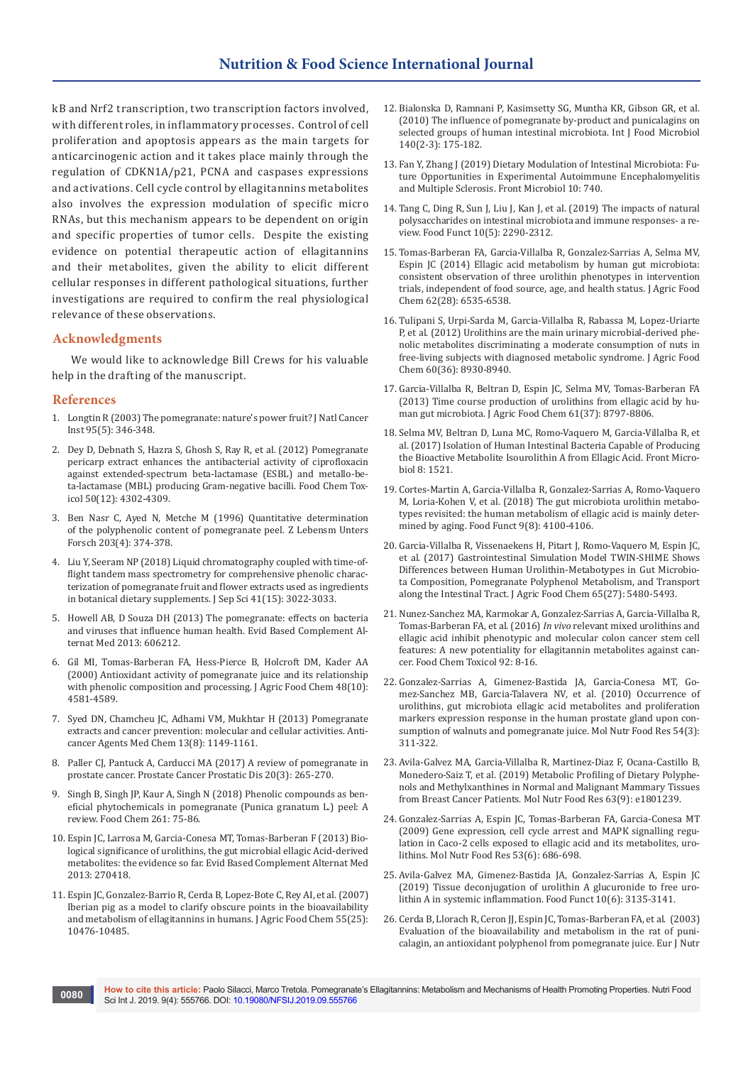kB and Nrf2 transcription, two transcription factors involved, with different roles, in inflammatory processes. Control of cell proliferation and apoptosis appears as the main targets for anticarcinogenic action and it takes place mainly through the regulation of CDKN1A/p21, PCNA and caspases expressions and activations. Cell cycle control by ellagitannins metabolites also involves the expression modulation of specific micro RNAs, but this mechanism appears to be dependent on origin and specific properties of tumor cells. Despite the existing evidence on potential therapeutic action of ellagitannins and their metabolites, given the ability to elicit different cellular responses in different pathological situations, further investigations are required to confirm the real physiological relevance of these observations.

## Acknowledgments

We would like to acknowledge Bill Crews for his valuable help in the drafting of the manuscript.

## References

1. Longtin R (2003) The pomegranate: nature's power fruit? J Natl Cancer Inst 95(5): 346-348.
2. Dey D, Debnath S, Hazra S, Ghosh S, Ray R, et al. (2012) Pomegranate pericarp extract enhances the antibacterial activity of ciprofloxacin against extended-spectrum beta-lactamase (ESBL) and metallo-beta-lactamase (MBL) producing Gram-negative bacilli. Food Chem Toxicol 50(12): 4302-4309.
3. Ben Nasr C, Ayed N, Metche M (1996) Quantitative determination of the polyphenolic content of pomegranate peel. Z Lebensm Unters Forsch 203(4): 374-378.
4. Liu Y, Seeram NP (2018) Liquid chromatography coupled with time-of-flight tandem mass spectrometry for comprehensive phenolic characterization of pomegranate fruit and flower extracts used as ingredients in botanical dietary supplements. J Sep Sci 41(15): 3022-3033.
5. Howell AB, D Souza DH (2013) The pomegranate: effects on bacteria and viruses that influence human health. Evid Based Complement Alternat Med 2013: 606212.
6. Gil MI, Tomas-Barberan FA, Hess-Pierce B, Holcroft DM, Kader AA (2000) Antioxidant activity of pomegranate juice and its relationship with phenolic composition and processing. J Agric Food Chem 48(10): 4581-4589.
7. Syed DN, Chamcheu JC, Adhami VM, Mukhtar H (2013) Pomegranate extracts and cancer prevention: molecular and cellular activities. Anticancer Agents Med Chem 13(8): 1149-1161.
8. Paller CJ, Pantuck A, Carducci MA (2017) A review of pomegranate in prostate cancer. Prostate Cancer Prostatic Dis 20(3): 265-270.
9. Singh B, Singh JP, Kaur A, Singh N (2018) Phenolic compounds as beneficial phytochemicals in pomegranate (Punica granatum L.) peel: A review. Food Chem 261: 75-86.
10. Espin JC, Larrosa M, Garcia-Conesa MT, Tomas-Barberan F (2013) Biological significance of urolithins, the gut microbial ellagic Acid-derived metabolites: the evidence so far. Evid Based Complement Alternat Med 2013: 270418.
11. Espin JC, Gonzalez-Barrio R, Cerda B, Lopez-Bote C, Rey AI, et al. (2007) Iberian pig as a model to clarify obscure points in the bioavailability and metabolism of ellagitannins in humans. J Agric Food Chem 55(25): 10476-10485.
12. Bialonska D, Ramnani P, Kasimsetty SG, Muntha KR, Gibson GR, et al. (2010) The influence of pomegranate by-product and punicalagins on selected groups of human intestinal microbiota. Int J Food Microbiol 140(2-3): 175-182.
13. Fan Y, Zhang J (2019) Dietary Modulation of Intestinal Microbiota: Future Opportunities in Experimental Autoimmune Encephalomyelitis and Multiple Sclerosis. Front Microbiol 10: 740.
14. Tang C, Ding R, Sun J, Liu J, Kan J, et al. (2019) The impacts of natural polysaccharides on intestinal microbiota and immune responses- a review. Food Funct 10(5): 2290-2312.
15. Tomas-Barberan FA, Garcia-Villalba R, Gonzalez-Sarrias A, Selma MV, Espin JC (2014) Ellagic acid metabolism by human gut microbiota: consistent observation of three urolithin phenotypes in intervention trials, independent of food source, age, and health status. J Agric Food Chem 62(28): 6535-6538.
16. Tulipani S, Urpi-Sarda M, Garcia-Villalba R, Rabassa M, Lopez-Uriarte P, et al. (2012) Urolithins are the main urinary microbial-derived phenolic metabolites discriminating a moderate consumption of nuts in free-living subjects with diagnosed metabolic syndrome. J Agric Food Chem 60(36): 8930-8940.
17. Garcia-Villalba R, Beltran D, Espin JC, Selma MV, Tomas-Barberan FA (2013) Time course production of urolithins from ellagic acid by human gut microbiota. J Agric Food Chem 61(37): 8797-8806.
18. Selma MV, Beltran D, Luna MC, Romo-Vaquero M, Garcia-Villalba R, et al. (2017) Isolation of Human Intestinal Bacteria Capable of Producing the Bioactive Metabolite Isourolithin A from Ellagic Acid. Front Microbiol 8: 1521.
19. Cortes-Martin A, Garcia-Villalba R, Gonzalez-Sarrias A, Romo-Vaquero M, Loria-Kohen V, et al. (2018) The gut microbiota urolithin metabotypes revisited: the human metabolism of ellagic acid is mainly determined by aging. Food Funct 9(8): 4100-4106.
20. Garcia-Villalba R, Vissenaekens H, Pitart J, Romo-Vaquero M, Espin JC, et al. (2017) Gastrointestinal Simulation Model TWIN-SHIME Shows Differences between Human Urolithin-Metabotypes in Gut Microbiota Composition, Pomegranate Polyphenol Metabolism, and Transport along the Intestinal Tract. J Agric Food Chem 65(27): 5480-5493.
21. Nunez-Sanchez MA, Karmokar A, Gonzalez-Sarrias A, Garcia-Villalba R, Tomas-Barberan FA, et al. (2016) *In vivo* relevant mixed urolithins and ellagic acid inhibit phenotypic and molecular colon cancer stem cell features: A new potentiality for ellagitannin metabolites against cancer. Food Chem Toxicol 92: 8-16.
22. Gonzalez-Sarrias A, Gimenez-Bastida JA, Garcia-Conesa MT, Gomez-Sanchez MB, Garcia-Talavera NV, et al. (2010) Occurrence of urolithins, gut microbiota ellagic acid metabolites and proliferation markers expression response in the human prostate gland upon consumption of walnuts and pomegranate juice. Mol Nutr Food Res 54(3): 311-322.
23. Avila-Galvez MA, Garcia-Villalba R, Martinez-Diaz F, Ocana-Castillo B, Monedero-Saiz T, et al. (2019) Metabolic Profiling of Dietary Polyphenols and Methylxanthines in Normal and Malignant Mammary Tissues from Breast Cancer Patients. Mol Nutr Food Res 63(9): e1801239.
24. Gonzalez-Sarrias A, Espin JC, Tomas-Barberan FA, Garcia-Conesa MT (2009) Gene expression, cell cycle arrest and MAPK signalling regulation in Caco-2 cells exposed to ellagic acid and its metabolites, urolithins. Mol Nutr Food Res 53(6): 686-698.
25. Avila-Galvez MA, Gimenez-Bastida JA, Gonzalez-Sarrias A, Espin JC (2019) Tissue deconjugation of urolithin A glucuronide to free urolithin A in systemic inflammation. Food Funct 10(6): 3135-3141.
26. Cerda B, Llorach R, Ceron JJ, Espin JC, Tomas-Barberan FA, et al. (2003) Evaluation of the bioavailability and metabolism in the rat of punicalagin, an antioxidant polyphenol from pomegranate juice. Eur J Nutr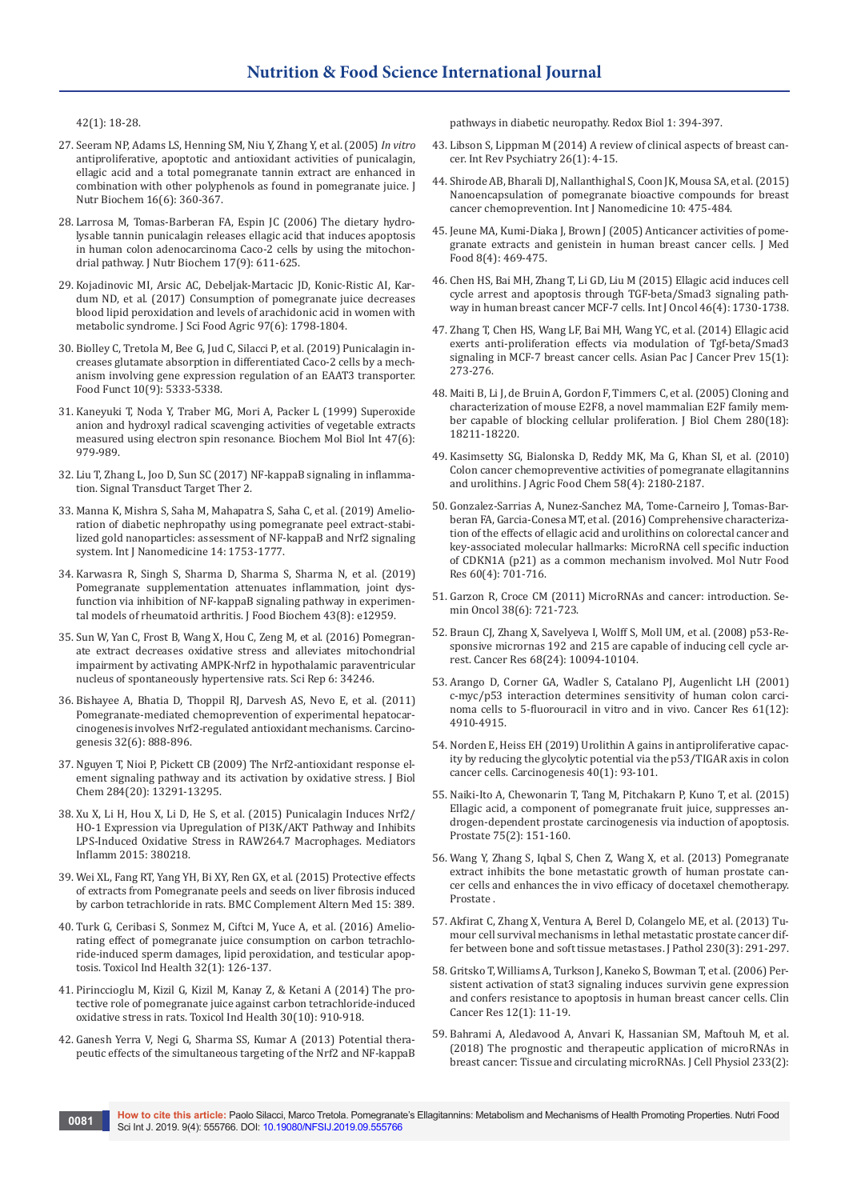42(1): 18-28.

27. Seeram NP, Adams LS, Henning SM, Niu Y, Zhang Y, et al. (2005) *In vitro* antiproliferative, apoptotic and antioxidant activities of punicalagin, ellagic acid and a total pomegranate tannin extract are enhanced in combination with other polyphenols as found in pomegranate juice. J Nutr Biochem 16(6): 360-367.

28. Larrosa M, Tomas-Barberan FA, Espin JC (2006) The dietary hydrolysable tannin punicalagin releases ellagic acid that induces apoptosis in human colon adenocarcinoma Caco-2 cells by using the mitochondrial pathway. J Nutr Biochem 17(9): 611-625.

29. Kojadinovic MI, Arsic AC, Debeljak-Martacic JD, Konic-Ristic AI, Kardum ND, et al. (2017) Consumption of pomegranate juice decreases blood lipid peroxidation and levels of arachidonic acid in women with metabolic syndrome. J Sci Food Agric 97(6): 1798-1804.

30. Biolley C, Tretola M, Bee G, Jud C, Silacci P, et al. (2019) Punicalagin increases glutamate absorption in differentiated Caco-2 cells by a mechanism involving gene expression regulation of an EAAT3 transporter. Food Funct 10(9): 5333-5338.

31. Kaneyuki T, Noda Y, Traber MG, Mori A, Packer L (1999) Superoxide anion and hydroxyl radical scavenging activities of vegetable extracts measured using electron spin resonance. Biochem Mol Biol Int 47(6): 979-989.

32. Liu T, Zhang L, Joo D, Sun SC (2017) NF-kappaB signaling in inflammation. Signal Transduct Target Ther 2.

33. Manna K, Mishra S, Saha M, Mahapatra S, Saha C, et al. (2019) Amelioration of diabetic nephropathy using pomegranate peel extract-stabilized gold nanoparticles: assessment of NF-kappaB and Nrf2 signaling system. Int J Nanomedicine 14: 1753-1777.

34. Karwasra R, Singh S, Sharma D, Sharma S, Sharma N, et al. (2019) Pomegranate supplementation attenuates inflammation, joint dysfunction via inhibition of NF-kappaB signaling pathway in experimental models of rheumatoid arthritis. J Food Biochem 43(8): e12959.

35. Sun W, Yan C, Frost B, Wang X, Hou C, Zeng M, et al. (2016) Pomegranate extract decreases oxidative stress and alleviates mitochondrial impairment by activating AMPK-Nrf2 in hypothalamic paraventricular nucleus of spontaneously hypertensive rats. Sci Rep 6: 34246.

36. Bishayee A, Bhatia D, Thoppil RJ, Darvesh AS, Nevo E, et al. (2011) Pomegranate-mediated chemoprevention of experimental hepatocarcinogenesis involves Nrf2-regulated antioxidant mechanisms. Carcinogenesis 32(6): 888-896.

37. Nguyen T, Nioi P, Pickett CB (2009) The Nrf2-antioxidant response element signaling pathway and its activation by oxidative stress. J Biol Chem 284(20): 13291-13295.

38. Xu X, Li H, Hou X, Li D, He S, et al. (2015) Punicalagin Induces Nrf2/HO-1 Expression via Upregulation of PI3K/AKT Pathway and Inhibits LPS-Induced Oxidative Stress in RAW264.7 Macrophages. Mediators Inflamm 2015: 380218.

39. Wei XL, Fang RT, Yang YH, Bi XY, Ren GX, et al. (2015) Protective effects of extracts from Pomegranate peels and seeds on liver fibrosis induced by carbon tetrachloride in rats. BMC Complement Altern Med 15: 389.

40. Turk G, Ceribasi S, Sonmez M, Ciftci M, Yuce A, et al. (2016) Ameliorating effect of pomegranate juice consumption on carbon tetrachloride-induced sperm damages, lipid peroxidation, and testicular apoptosis. Toxicol Ind Health 32(1): 126-137.

41. Pirinccioglu M, Kizil G, Kizil M, Kanay Z, & Ketani A (2014) The protective role of pomegranate juice against carbon tetrachloride-induced oxidative stress in rats. Toxicol Ind Health 30(10): 910-918.

42. Ganesh Yerra V, Negi G, Sharma SS, Kumar A (2013) Potential therapeutic effects of the simultaneous targeting of the Nrf2 and NF-kappaB pathways in diabetic neuropathy. Redox Biol 1: 394-397.

43. Libson S, Lippman M (2014) A review of clinical aspects of breast cancer. Int Rev Psychiatry 26(1): 4-15.

44. Shirode AB, Bharali DJ, Nallanthighal S, Coon JK, Mousa SA, et al. (2015) Nanoencapsulation of pomegranate bioactive compounds for breast cancer chemoprevention. Int J Nanomedicine 10: 475-484.

45. Jeune MA, Kumi-Diaka J, Brown J (2005) Anticancer activities of pomegranate extracts and genistein in human breast cancer cells. J Med Food 8(4): 469-475.

46. Chen HS, Bai MH, Zhang T, Li GD, Liu M (2015) Ellagic acid induces cell cycle arrest and apoptosis through TGF-beta/Smad3 signaling pathway in human breast cancer MCF-7 cells. Int J Oncol 46(4): 1730-1738.

47. Zhang T, Chen HS, Wang LF, Bai MH, Wang YC, et al. (2014) Ellagic acid exerts anti-proliferation effects via modulation of Tgf-beta/Smad3 signaling in MCF-7 breast cancer cells. Asian Pac J Cancer Prev 15(1): 273-276.

48. Maiti B, Li J, de Bruin A, Gordon F, Timmers C, et al. (2005) Cloning and characterization of mouse E2F8, a novel mammalian E2F family member capable of blocking cellular proliferation. J Biol Chem 280(18): 18211-18220.

49. Kasimsetty SG, Bialonska D, Reddy MK, Ma G, Khan SI, et al. (2010) Colon cancer chemopreventive activities of pomegranate ellagitannins and urolithins. J Agric Food Chem 58(4): 2180-2187.

50. Gonzalez-Sarrias A, Nunez-Sanchez MA, Tome-Carneiro J, Tomas-Barberan FA, Garcia-Conesa MT, et al. (2016) Comprehensive characterization of the effects of ellagic acid and urolithins on colorectal cancer and key-associated molecular hallmarks: MicroRNA cell specific induction of CDKN1A (p21) as a common mechanism involved. Mol Nutr Food Res 60(4): 701-716.

51. Garzon R, Croce CM (2011) MicroRNAs and cancer: introduction. Semin Oncol 38(6): 721-723.

52. Braun CJ, Zhang X, Savelyeva I, Wolff S, Moll UM, et al. (2008) p53-Responsive micrornas 192 and 215 are capable of inducing cell cycle arrest. Cancer Res 68(24): 10094-10104.

53. Arango D, Corner GA, Wadler S, Catalano PJ, Augenlicht LH (2001) c-myc/p53 interaction determines sensitivity of human colon carcinoma cells to 5-fluorouracil in vitro and in vivo. Cancer Res 61(12): 4910-4915.

54. Norden E, Heiss EH (2019) Urolithin A gains in antiproliferative capacity by reducing the glycolytic potential via the p53/TIGAR axis in colon cancer cells. Carcinogenesis 40(1): 93-101.

55. Naiki-Ito A, Chewonarin T, Tang M, Pitchakarn P, Kuno T, et al. (2015) Ellagic acid, a component of pomegranate fruit juice, suppresses androgen-dependent prostate carcinogenesis via induction of apoptosis. Prostate 75(2): 151-160.

56. Wang Y, Zhang S, Iqbal S, Chen Z, Wang X, et al. (2013) Pomegranate extract inhibits the bone metastatic growth of human prostate cancer cells and enhances the in vivo efficacy of docetaxel chemotherapy. Prostate .

57. Akfirat C, Zhang X, Ventura A, Berel D, Colangelo ME, et al. (2013) Tumour cell survival mechanisms in lethal metastatic prostate cancer differ between bone and soft tissue metastases. J Pathol 230(3): 291-297.

58. Gritsko T, Williams A, Turkson J, Kaneko S, Bowman T, et al. (2006) Persistent activation of stat3 signaling induces survivin gene expression and confers resistance to apoptosis in human breast cancer cells. Clin Cancer Res 12(1): 11-19.

59. Bahrami A, Aledavood A, Anvari K, Hassanian SM, Maftouh M, et al. (2018) The prognostic and therapeutic application of microRNAs in breast cancer: Tissue and circulating microRNAs. J Cell Physiol 233(2):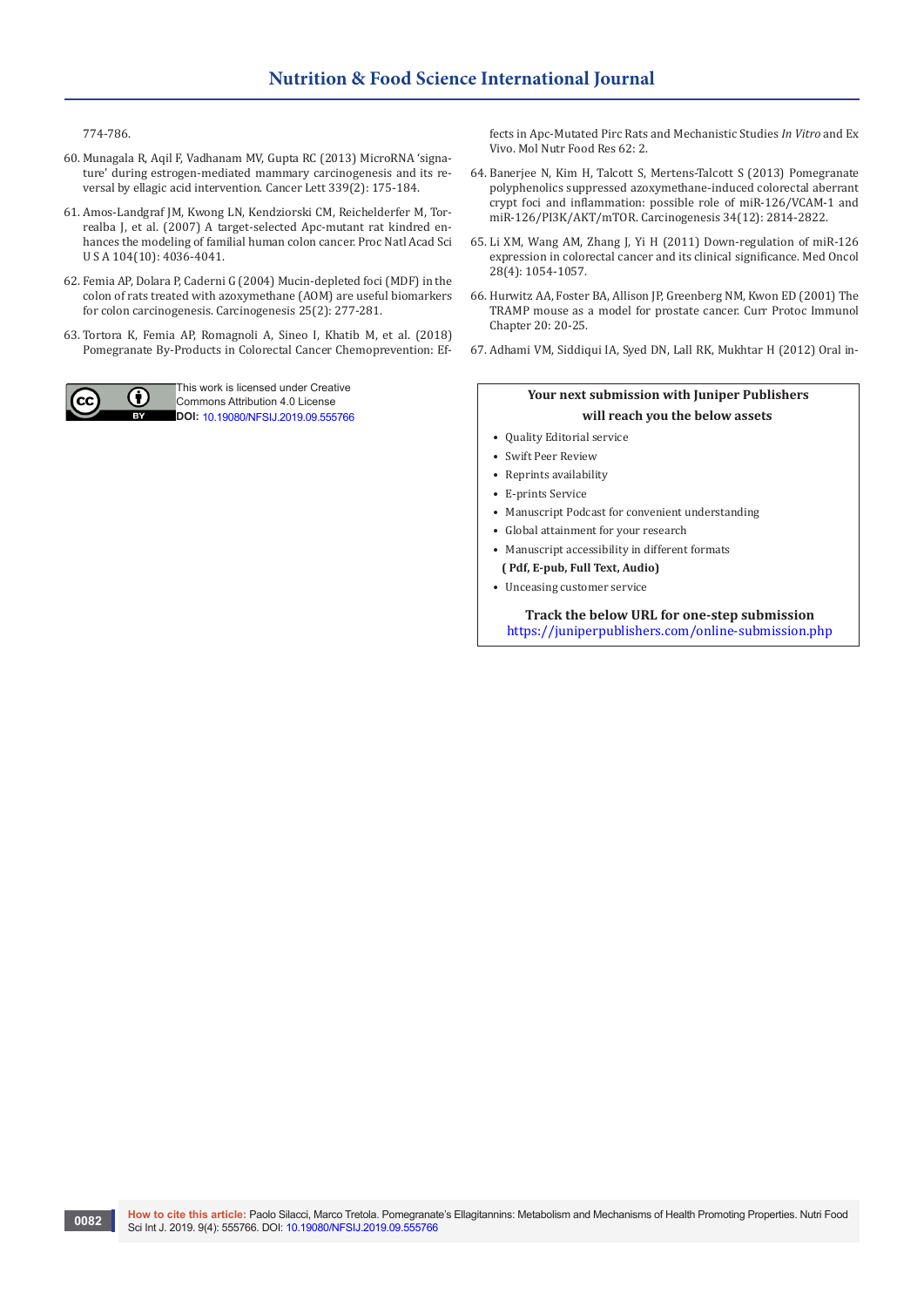774-786.

60. Munagala R, Aqil F, Vadhanam MV, Gupta RC (2013) MicroRNA 'signature' during estrogen-mediated mammary carcinogenesis and its reversal by ellagic acid intervention. Cancer Lett 339(2): 175-184.

61. Amos-Landgraf JM, Kwong LN, Kendziorski CM, Reichelderfer M, Torrealba J, et al. (2007) A target-selected Apc-mutant rat kindred enhances the modeling of familial human colon cancer. Proc Natl Acad Sci U S A 104(10): 4036-4041.

62. Femia AP, Dolara P, Caderni G (2004) Mucin-depleted foci (MDF) in the colon of rats treated with azoxymethane (AOM) are useful biomarkers for colon carcinogenesis. Carcinogenesis 25(2): 277-281.

63. Tortora K, Femia AP, Romagnoli A, Sineo I, Khatib M, et al. (2018) Pomegranate By-Products in Colorectal Cancer Chemoprevention: Effects in Apc-Mutated Pirc Rats and Mechanistic Studies *In Vitro* and Ex Vivo. Mol Nutr Food Res 62: 2.

64. Banerjee N, Kim H, Talcott S, Mertens-Talcott S (2013) Pomegranate polyphenolics suppressed azoxymethane-induced colorectal aberrant crypt foci and inflammation: possible role of miR-126/VCAM-1 and miR-126/PI3K/AKT/mTOR. Carcinogenesis 34(12): 2814-2822.

65. Li XM, Wang AM, Zhang J, Yi H (2011) Down-regulation of miR-126 expression in colorectal cancer and its clinical significance. Med Oncol 28(4): 1054-1057.

66. Hurwitz AA, Foster BA, Allison JP, Greenberg NM, Kwon ED (2001) The TRAMP mouse as a model for prostate cancer. Curr Protoc Immunol Chapter 20: 20-25.

67. Adhami VM, Siddiqui IA, Syed DN, Lall RK, Mukhtar H (2012) Oral in-

This work is licensed under Creative Commons Attribution 4.0 License
**DOI:** 10.19080/NFSIJ.2019.09.555766

**Your next submission with Juniper Publishers will reach you the below assets**

- Quality Editorial service
- Swift Peer Review
- Reprints availability
- E-prints Service
- Manuscript Podcast for convenient understanding
- Global attainment for your research
- Manuscript accessibility in different formats
  **( Pdf, E-pub, Full Text, Audio)**
- Unceasing customer service

**Track the below URL for one-step submission**
https://juniperpublishers.com/online-submission.php

**How to cite this article:** Paolo Silacci, Marco Tretola. Pomegranate's Ellagitannins: Metabolism and Mechanisms of Health Promoting Properties. Nutri Food Sci Int J. 2019. 9(4): 555766. DOI: 10.19080/NFSIJ.2019.09.555766